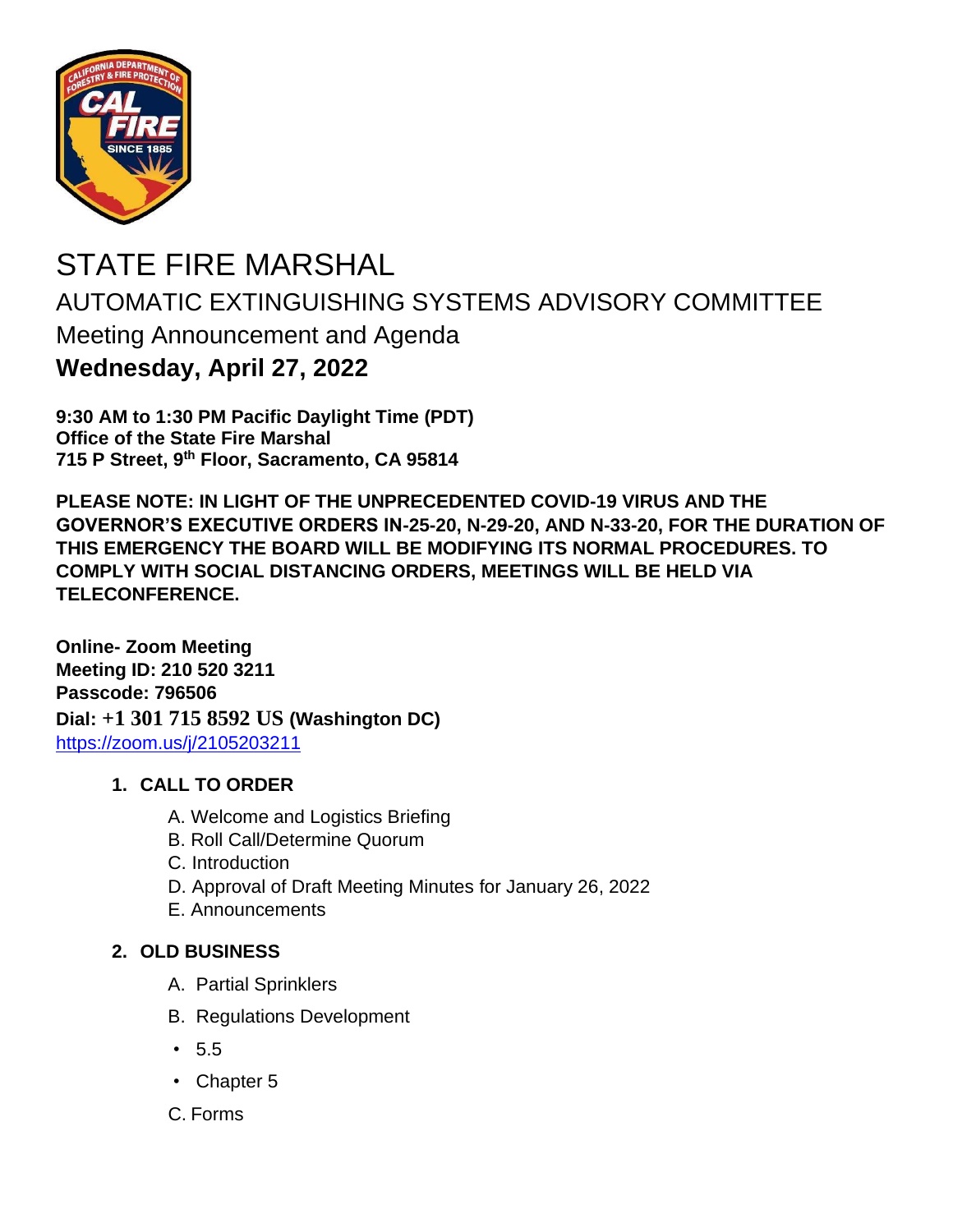# STATE FIRE MARSHAL

## AUTOMATIC EXTINGUISHING SYSTEMS ADVISORY COMMITTEE

### Meeting Announcement and Agenda

## Wednesday, April 27, 2022

**9:30 AM to 1:30 PM Pacific Daylight Time (PDT)**
**Office of the State Fire Marshal**
**715 P Street, 9th Floor, Sacramento, CA 95814**

**PLEASE NOTE: IN LIGHT OF THE UNPRECEDENTED COVID-19 VIRUS AND THE GOVERNOR'S EXECUTIVE ORDERS IN-25-20, N-29-20, AND N-33-20, FOR THE DURATION OF THIS EMERGENCY THE BOARD WILL BE MODIFYING ITS NORMAL PROCEDURES. TO COMPLY WITH SOCIAL DISTANCING ORDERS, MEETINGS WILL BE HELD VIA TELECONFERENCE.**

**Online- Zoom Meeting**
**Meeting ID: 210 520 3211**
**Passcode: 796506**
**Dial: +1 301 715 8592 US (Washington DC)**
https://zoom.us/j/2105203211

1. **CALL TO ORDER**
   - A. Welcome and Logistics Briefing
   - B. Roll Call/Determine Quorum
   - C. Introduction
   - D. Approval of Draft Meeting Minutes for January 26, 2022
   - E. Announcements

2. **OLD BUSINESS**
   - A. Partial Sprinklers
   - B. Regulations Development
     - 5.5
     - Chapter 5
   - C. Forms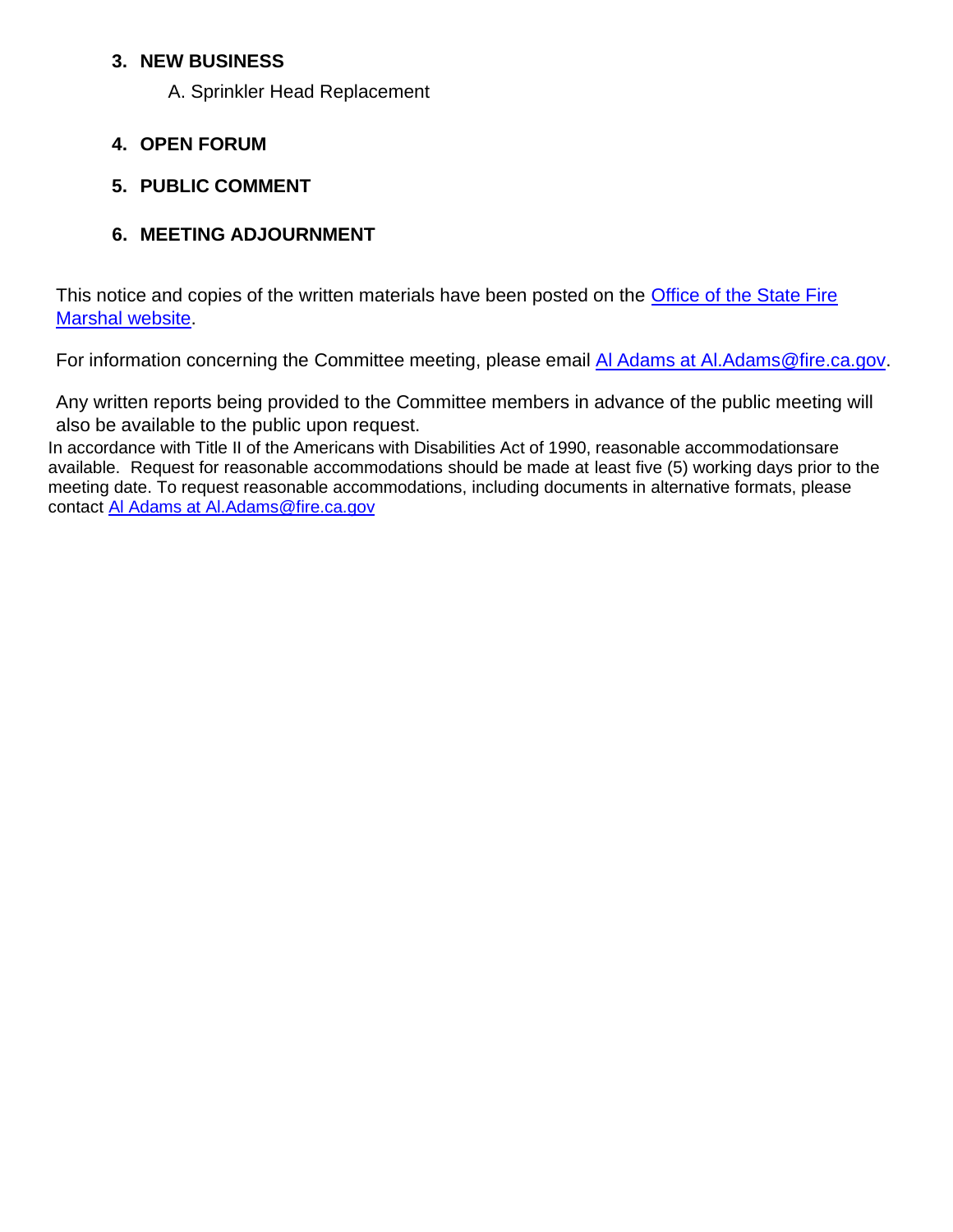3. **NEW BUSINESS**

    A. Sprinkler Head Replacement

4. **OPEN FORUM**

5. **PUBLIC COMMENT**

6. **MEETING ADJOURNMENT**

This notice and copies of the written materials have been posted on the Office of the State Fire Marshal website.

For information concerning the Committee meeting, please email Al Adams at Al.Adams@fire.ca.gov.

Any written reports being provided to the Committee members in advance of the public meeting will also be available to the public upon request.

In accordance with Title II of the Americans with Disabilities Act of 1990, reasonable accommodationsare available. Request for reasonable accommodations should be made at least five (5) working days prior to the meeting date. To request reasonable accommodations, including documents in alternative formats, please contact Al Adams at Al.Adams@fire.ca.gov